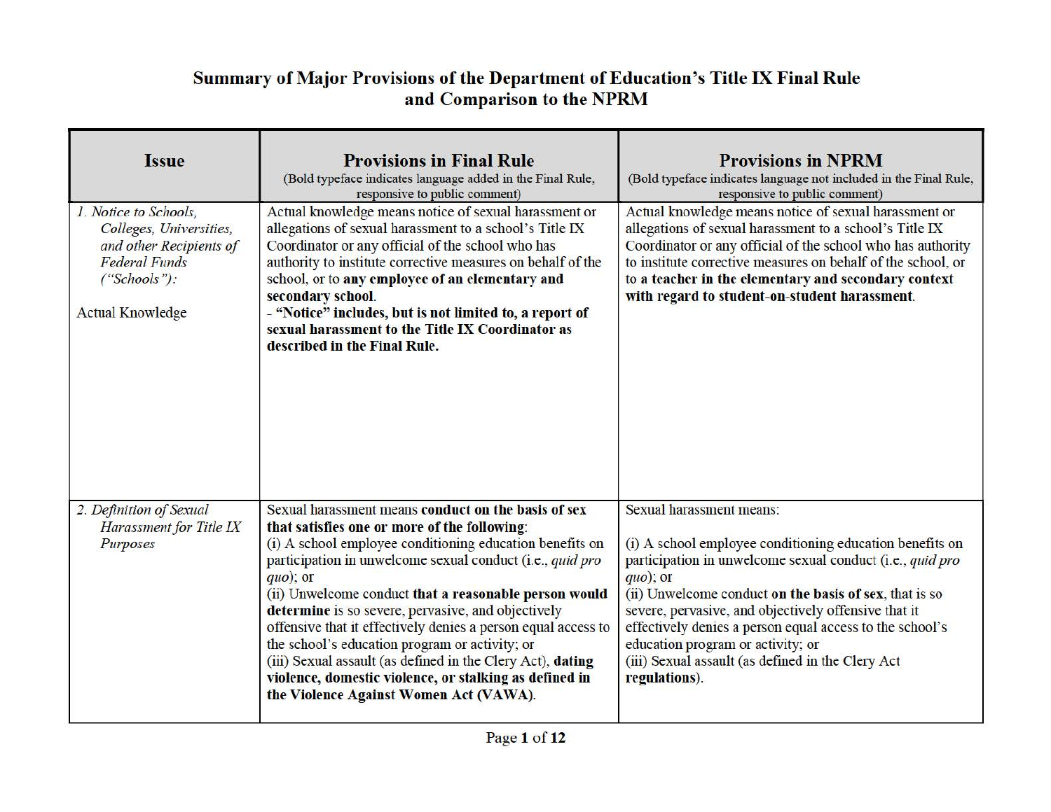# Summary of Major Provisions of the Department of Education's Title IX Final Rule and Comparison to the NPRM

| Issue | Provisions in Final Rule (Bold typeface indicates language added in the Final Rule, responsive to public comment) | Provisions in NPRM (Bold typeface indicates language not included in the Final Rule, responsive to public comment) |
| --- | --- | --- |
| *1. Notice to Schools, Colleges, Universities, and other Recipients of Federal Funds ("Schools"):*<br><br>Actual Knowledge | Actual knowledge means notice of sexual harassment or allegations of sexual harassment to a school's Title IX Coordinator or any official of the school who has authority to institute corrective measures on behalf of the school, or to **any employee of an elementary and secondary school**.<br>- **"Notice" includes, but is not limited to, a report of sexual harassment to the Title IX Coordinator as described in the Final Rule.** | Actual knowledge means notice of sexual harassment or allegations of sexual harassment to a school's Title IX Coordinator or any official of the school who has authority to institute corrective measures on behalf of the school, or to a **teacher in the elementary and secondary context with regard to student-on-student harassment**. |
| *2. Definition of Sexual Harassment for Title IX Purposes* | Sexual harassment means **conduct on the basis of sex that satisfies one or more of the following**:<br>(i) A school employee conditioning education benefits on participation in unwelcome sexual conduct (i.e., *quid pro quo*); or<br>(ii) Unwelcome conduct **that a reasonable person would determine** is so severe, pervasive, and objectively offensive that it effectively denies a person equal access to the school's education program or activity; or<br>(iii) Sexual assault (as defined in the Clery Act), **dating violence, domestic violence, or stalking as defined in the Violence Against Women Act (VAWA)**. | Sexual harassment means:<br><br>(i) A school employee conditioning education benefits on participation in unwelcome sexual conduct (i.e., *quid pro quo*); or<br>(ii) Unwelcome conduct **on the basis of sex**, that is so severe, pervasive, and objectively offensive that it effectively denies a person equal access to the school's education program or activity; or<br>(iii) Sexual assault (as defined in the Clery Act **regulations**). |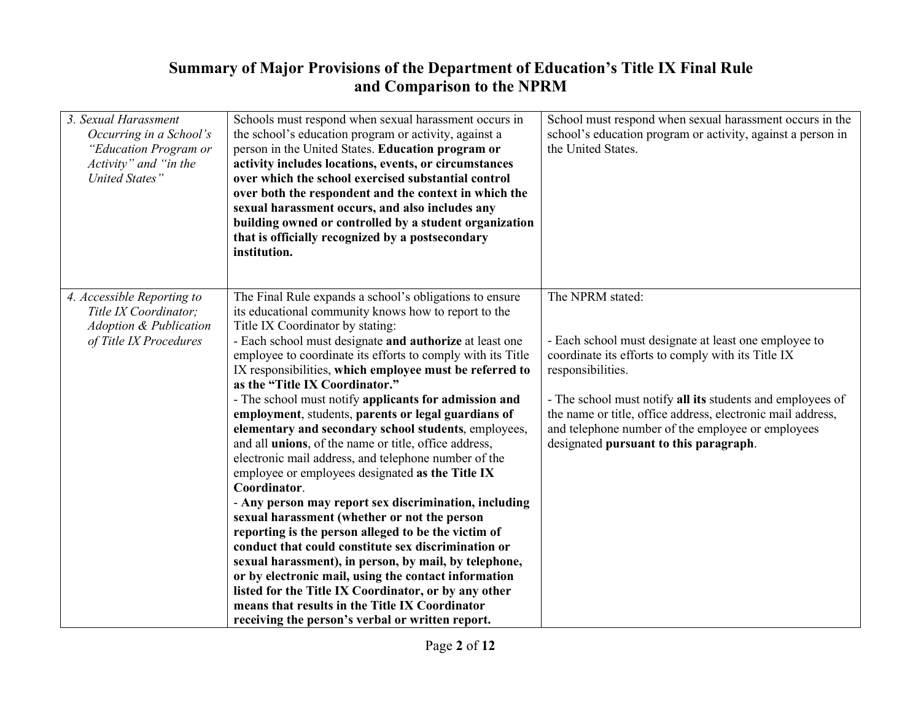# Summary of Major Provisions of the Department of Education's Title IX Final Rule and Comparison to the NPRM

| | | |
|---|---|---|
| *3. Sexual Harassment Occurring in a School's "Education Program or Activity" and "in the United States"* | Schools must respond when sexual harassment occurs in the school's education program or activity, against a person in the United States. **Education program or activity includes locations, events, or circumstances over which the school exercised substantial control over both the respondent and the context in which the sexual harassment occurs, and also includes any building owned or controlled by a student organization that is officially recognized by a postsecondary institution.** | School must respond when sexual harassment occurs in the school's education program or activity, against a person in the United States. |
| *4. Accessible Reporting to Title IX Coordinator; Adoption & Publication of Title IX Procedures* | The Final Rule expands a school's obligations to ensure its educational community knows how to report to the Title IX Coordinator by stating:<br>- Each school must designate **and authorize** at least one employee to coordinate its efforts to comply with its Title IX responsibilities, **which employee must be referred to as the "Title IX Coordinator."**<br>- The school must notify **applicants for admission and employment**, students, **parents or legal guardians of elementary and secondary school students**, employees, and all **unions**, of the name or title, office address, electronic mail address, and telephone number of the employee or employees designated **as the Title IX Coordinator**.<br>- **Any person may report sex discrimination, including sexual harassment (whether or not the person reporting is the person alleged to be the victim of conduct that could constitute sex discrimination or sexual harassment), in person, by mail, by telephone, or by electronic mail, using the contact information listed for the Title IX Coordinator, or by any other means that results in the Title IX Coordinator receiving the person's verbal or written report.** | The NPRM stated:<br><br>- Each school must designate at least one employee to coordinate its efforts to comply with its Title IX responsibilities.<br><br>- The school must notify **all its** students and employees of the name or title, office address, electronic mail address, and telephone number of the employee or employees designated **pursuant to this paragraph**. |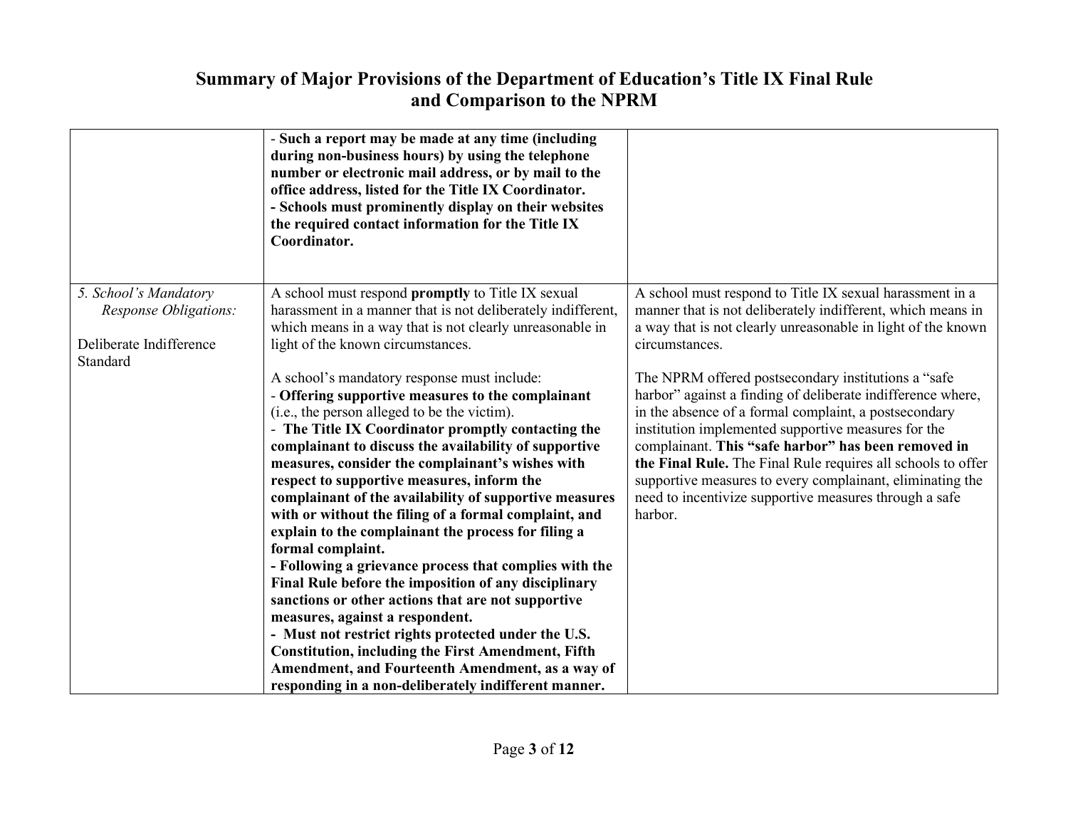# Summary of Major Provisions of the Department of Education's Title IX Final Rule and Comparison to the NPRM

| | | |
|---|---|---|
| | - **Such a report may be made at any time (including during non-business hours) by using the telephone number or electronic mail address, or by mail to the office address, listed for the Title IX Coordinator.**<br>- **Schools must prominently display on their websites the required contact information for the Title IX Coordinator.** | |
| *5. School's Mandatory Response Obligations:*<br><br>Deliberate Indifference Standard | A school must respond **promptly** to Title IX sexual harassment in a manner that is not deliberately indifferent, which means in a way that is not clearly unreasonable in light of the known circumstances.<br><br>A school's mandatory response must include:<br>- **Offering supportive measures to the complainant** (i.e., the person alleged to be the victim).<br>- **The Title IX Coordinator promptly contacting the complainant to discuss the availability of supportive measures, consider the complainant's wishes with respect to supportive measures, inform the complainant of the availability of supportive measures with or without the filing of a formal complaint, and explain to the complainant the process for filing a formal complaint.**<br>- **Following a grievance process that complies with the Final Rule before the imposition of any disciplinary sanctions or other actions that are not supportive measures, against a respondent.**<br>- **Must not restrict rights protected under the U.S. Constitution, including the First Amendment, Fifth Amendment, and Fourteenth Amendment, as a way of responding in a non-deliberately indifferent manner.** | A school must respond to Title IX sexual harassment in a manner that is not deliberately indifferent, which means in a way that is not clearly unreasonable in light of the known circumstances.<br><br>The NPRM offered postsecondary institutions a "safe harbor" against a finding of deliberate indifference where, in the absence of a formal complaint, a postsecondary institution implemented supportive measures for the complainant. **This "safe harbor" has been removed in the Final Rule.** The Final Rule requires all schools to offer supportive measures to every complainant, eliminating the need to incentivize supportive measures through a safe harbor. |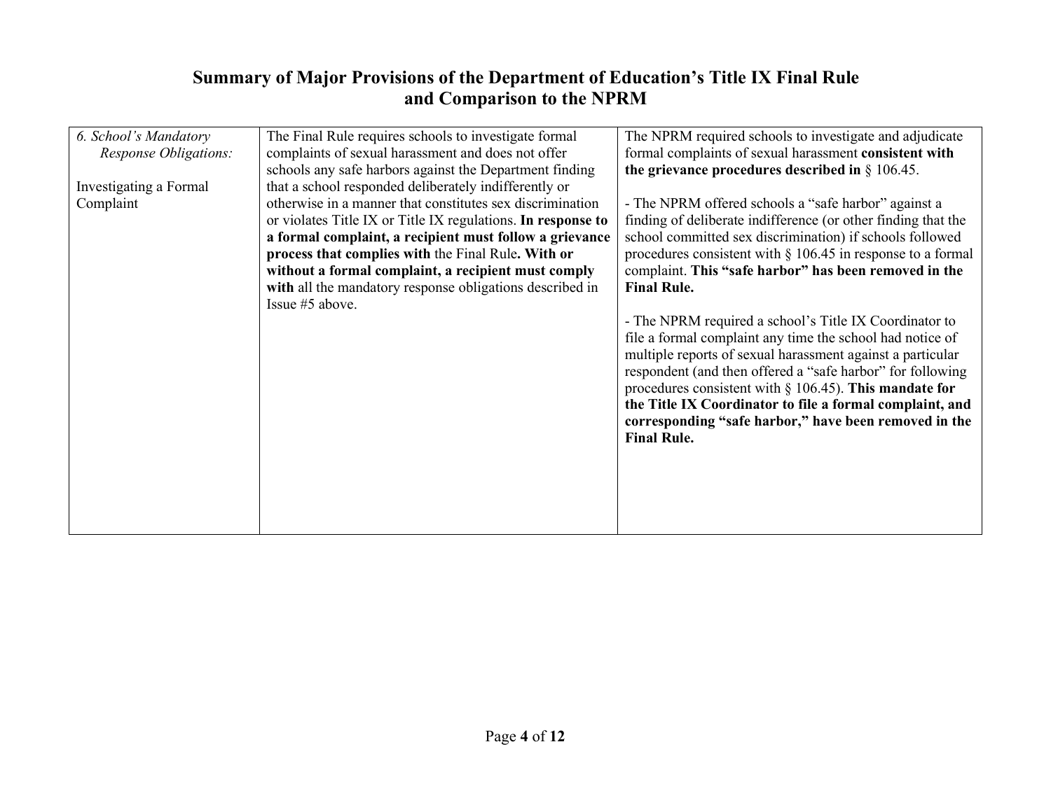## Summary of Major Provisions of the Department of Education's Title IX Final Rule and Comparison to the NPRM

| | | |
|---|---|---|
| *6. School's Mandatory Response Obligations:*<br><br>Investigating a Formal Complaint | The Final Rule requires schools to investigate formal complaints of sexual harassment and does not offer schools any safe harbors against the Department finding that a school responded deliberately indifferently or otherwise in a manner that constitutes sex discrimination or violates Title IX or Title IX regulations. **In response to a formal complaint, a recipient must follow a grievance process that complies with** the Final Rule**. With or without a formal complaint, a recipient must comply with** all the mandatory response obligations described in Issue #5 above. | The NPRM required schools to investigate and adjudicate formal complaints of sexual harassment **consistent with the grievance procedures described in** § 106.45.<br><br>- The NPRM offered schools a "safe harbor" against a finding of deliberate indifference (or other finding that the school committed sex discrimination) if schools followed procedures consistent with § 106.45 in response to a formal complaint. **This "safe harbor" has been removed in the Final Rule.**<br><br>- The NPRM required a school's Title IX Coordinator to file a formal complaint any time the school had notice of multiple reports of sexual harassment against a particular respondent (and then offered a "safe harbor" for following procedures consistent with § 106.45). **This mandate for the Title IX Coordinator to file a formal complaint, and corresponding "safe harbor," have been removed in the Final Rule.** |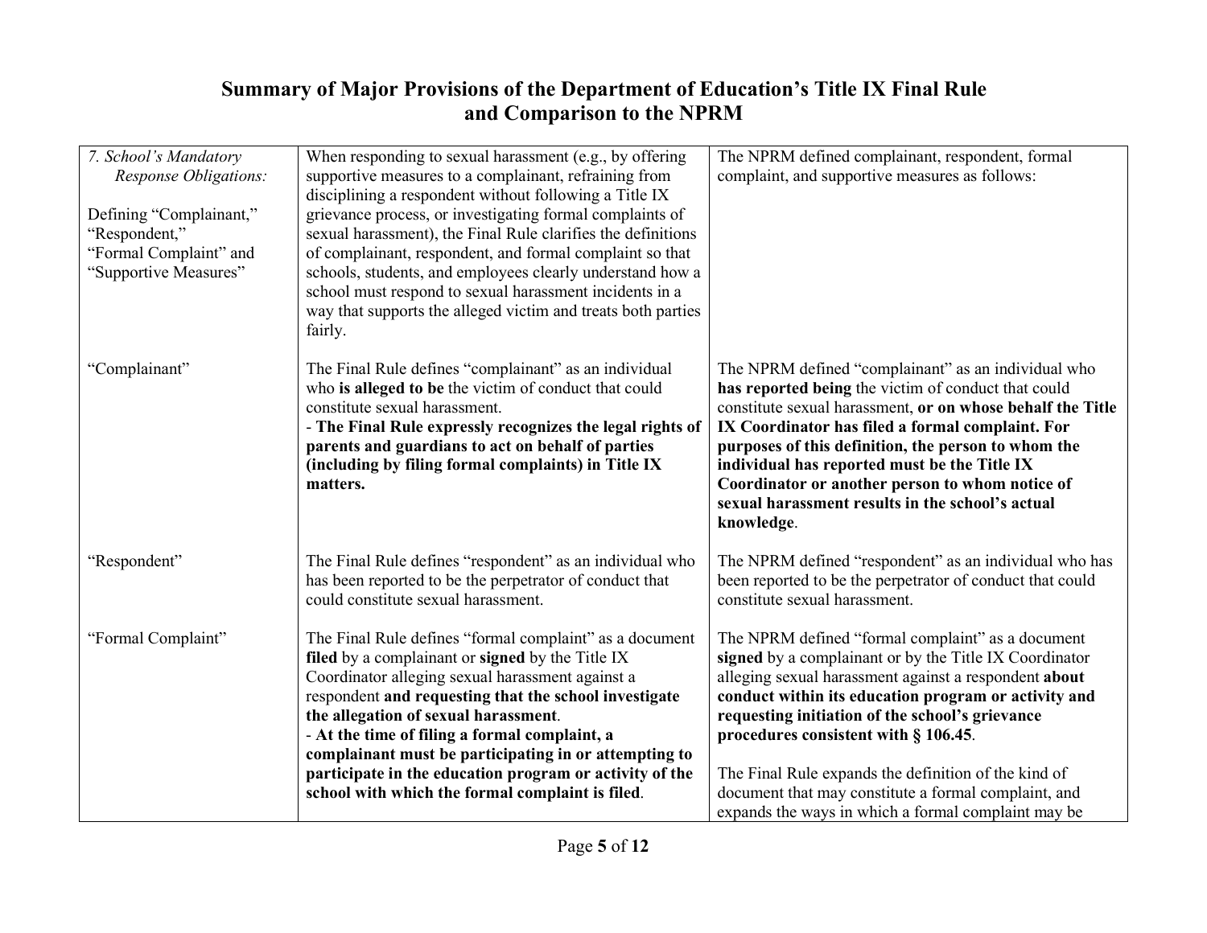# Summary of Major Provisions of the Department of Education's Title IX Final Rule and Comparison to the NPRM

| | | |
|---|---|---|
| *7. School's Mandatory Response Obligations:*<br><br>Defining "Complainant," "Respondent," "Formal Complaint" and "Supportive Measures" | When responding to sexual harassment (e.g., by offering supportive measures to a complainant, refraining from disciplining a respondent without following a Title IX grievance process, or investigating formal complaints of sexual harassment), the Final Rule clarifies the definitions of complainant, respondent, and formal complaint so that schools, students, and employees clearly understand how a school must respond to sexual harassment incidents in a way that supports the alleged victim and treats both parties fairly. | The NPRM defined complainant, respondent, formal complaint, and supportive measures as follows: |
| "Complainant" | The Final Rule defines "complainant" as an individual who **is alleged to be** the victim of conduct that could constitute sexual harassment.<br>- **The Final Rule expressly recognizes the legal rights of parents and guardians to act on behalf of parties (including by filing formal complaints) in Title IX matters.** | The NPRM defined "complainant" as an individual who **has reported being** the victim of conduct that could constitute sexual harassment, **or on whose behalf the Title IX Coordinator has filed a formal complaint. For purposes of this definition, the person to whom the individual has reported must be the Title IX Coordinator or another person to whom notice of sexual harassment results in the school's actual knowledge**. |
| "Respondent" | The Final Rule defines "respondent" as an individual who has been reported to be the perpetrator of conduct that could constitute sexual harassment. | The NPRM defined "respondent" as an individual who has been reported to be the perpetrator of conduct that could constitute sexual harassment. |
| "Formal Complaint" | The Final Rule defines "formal complaint" as a document **filed** by a complainant or **signed** by the Title IX Coordinator alleging sexual harassment against a respondent **and requesting that the school investigate the allegation of sexual harassment**.<br>- **At the time of filing a formal complaint, a complainant must be participating in or attempting to participate in the education program or activity of the school with which the formal complaint is filed**. | The NPRM defined "formal complaint" as a document **signed** by a complainant or by the Title IX Coordinator alleging sexual harassment against a respondent **about conduct within its education program or activity and requesting initiation of the school's grievance procedures consistent with § 106.45**.<br><br>The Final Rule expands the definition of the kind of document that may constitute a formal complaint, and expands the ways in which a formal complaint may be |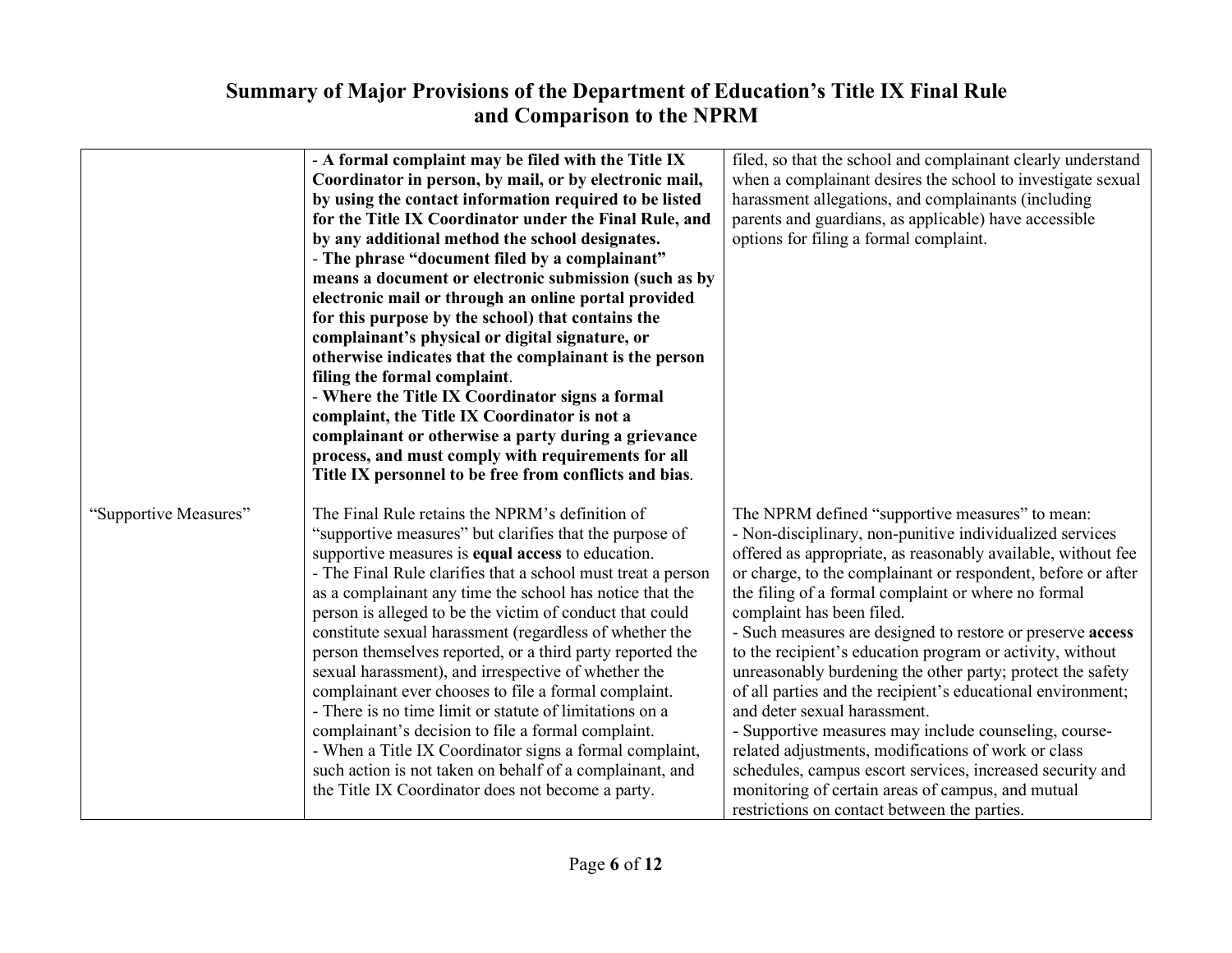# Summary of Major Provisions of the Department of Education's Title IX Final Rule and Comparison to the NPRM

| | | |
|---|---|---|
| | - **A formal complaint may be filed with the Title IX Coordinator in person, by mail, or by electronic mail, by using the contact information required to be listed for the Title IX Coordinator under the Final Rule, and by any additional method the school designates.**<br>- **The phrase "document filed by a complainant" means a document or electronic submission (such as by electronic mail or through an online portal provided for this purpose by the school) that contains the complainant's physical or digital signature, or otherwise indicates that the complainant is the person filing the formal complaint**.<br>- **Where the Title IX Coordinator signs a formal complaint, the Title IX Coordinator is not a complainant or otherwise a party during a grievance process, and must comply with requirements for all Title IX personnel to be free from conflicts and bias**. | filed, so that the school and complainant clearly understand when a complainant desires the school to investigate sexual harassment allegations, and complainants (including parents and guardians, as applicable) have accessible options for filing a formal complaint. |
| "Supportive Measures" | The Final Rule retains the NPRM's definition of "supportive measures" but clarifies that the purpose of supportive measures is **equal access** to education.<br>- The Final Rule clarifies that a school must treat a person as a complainant any time the school has notice that the person is alleged to be the victim of conduct that could constitute sexual harassment (regardless of whether the person themselves reported, or a third party reported the sexual harassment), and irrespective of whether the complainant ever chooses to file a formal complaint.<br>- There is no time limit or statute of limitations on a complainant's decision to file a formal complaint.<br>- When a Title IX Coordinator signs a formal complaint, such action is not taken on behalf of a complainant, and the Title IX Coordinator does not become a party. | The NPRM defined "supportive measures" to mean:<br>- Non-disciplinary, non-punitive individualized services offered as appropriate, as reasonably available, without fee or charge, to the complainant or respondent, before or after the filing of a formal complaint or where no formal complaint has been filed.<br>- Such measures are designed to restore or preserve **access** to the recipient's education program or activity, without unreasonably burdening the other party; protect the safety of all parties and the recipient's educational environment; and deter sexual harassment.<br>- Supportive measures may include counseling, course-related adjustments, modifications of work or class schedules, campus escort services, increased security and monitoring of certain areas of campus, and mutual restrictions on contact between the parties. |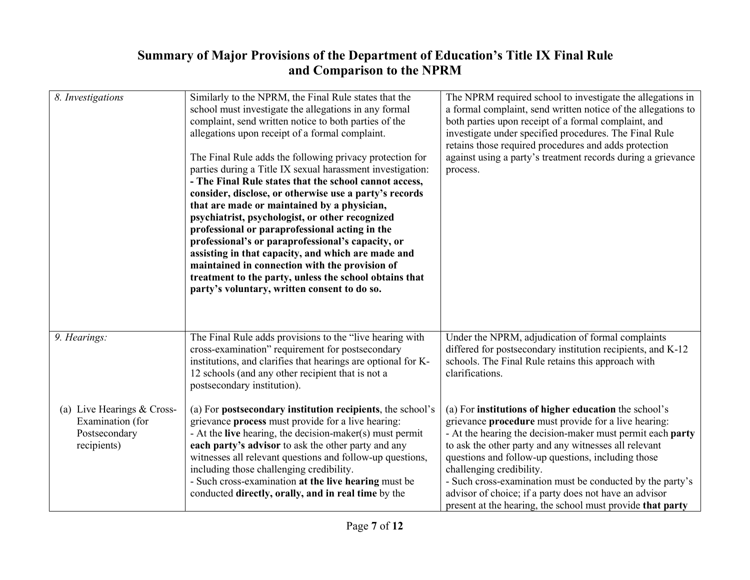# Summary of Major Provisions of the Department of Education's Title IX Final Rule and Comparison to the NPRM

| | | |
|---|---|---|
| *8. Investigations* | Similarly to the NPRM, the Final Rule states that the school must investigate the allegations in any formal complaint, send written notice to both parties of the allegations upon receipt of a formal complaint.<br><br>The Final Rule adds the following privacy protection for parties during a Title IX sexual harassment investigation:<br>**- The Final Rule states that the school cannot access, consider, disclose, or otherwise use a party's records that are made or maintained by a physician, psychiatrist, psychologist, or other recognized professional or paraprofessional acting in the professional's or paraprofessional's capacity, or assisting in that capacity, and which are made and maintained in connection with the provision of treatment to the party, unless the school obtains that party's voluntary, written consent to do so.** | The NPRM required school to investigate the allegations in a formal complaint, send written notice of the allegations to both parties upon receipt of a formal complaint, and investigate under specified procedures. The Final Rule retains those required procedures and adds protection against using a party's treatment records during a grievance process. |
| *9. Hearings:* | The Final Rule adds provisions to the "live hearing with cross-examination" requirement for postsecondary institutions, and clarifies that hearings are optional for K-12 schools (and any other recipient that is not a postsecondary institution). | Under the NPRM, adjudication of formal complaints differed for postsecondary institution recipients, and K-12 schools. The Final Rule retains this approach with clarifications. |
| (a) Live Hearings & Cross-Examination (for Postsecondary recipients) | (a) For **postsecondary institution recipients**, the school's grievance **process** must provide for a live hearing:<br>- At the **live** hearing, the decision-maker(s) must permit **each party's advisor** to ask the other party and any witnesses all relevant questions and follow-up questions, including those challenging credibility.<br>- Such cross-examination **at the live hearing** must be conducted **directly, orally, and in real time** by the | (a) For **institutions of higher education** the school's grievance **procedure** must provide for a live hearing:<br>- At the hearing the decision-maker must permit each **party** to ask the other party and any witnesses all relevant questions and follow-up questions, including those challenging credibility.<br>- Such cross-examination must be conducted by the party's advisor of choice; if a party does not have an advisor present at the hearing, the school must provide **that party** |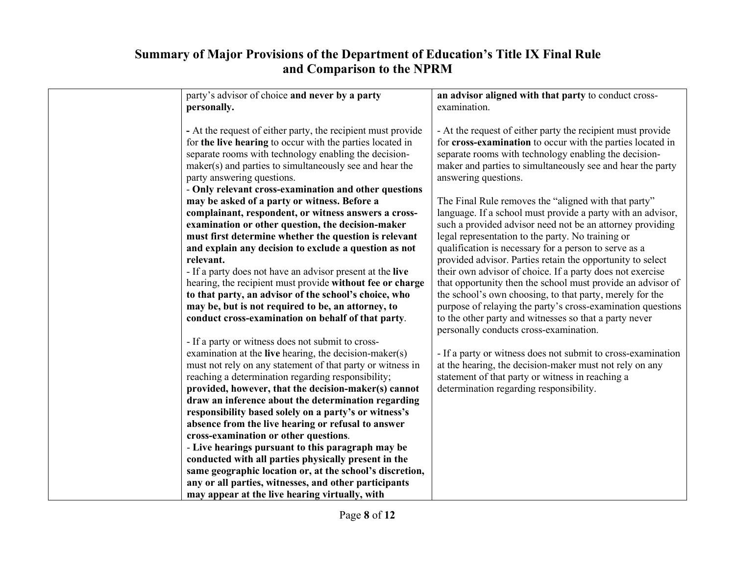# Summary of Major Provisions of the Department of Education's Title IX Final Rule and Comparison to the NPRM

| | | |
|---|---|---|
| | party's advisor of choice **and never by a party personally.**<br><br>**-** At the request of either party, the recipient must provide for **the live hearing** to occur with the parties located in separate rooms with technology enabling the decision-maker(s) and parties to simultaneously see and hear the party answering questions.<br>- **Only relevant cross-examination and other questions may be asked of a party or witness. Before a complainant, respondent, or witness answers a cross-examination or other question, the decision-maker must first determine whether the question is relevant and explain any decision to exclude a question as not relevant.**<br>- If a party does not have an advisor present at the **live** hearing, the recipient must provide **without fee or charge to that party, an advisor of the school's choice, who may be, but is not required to be, an attorney, to conduct cross-examination on behalf of that party**.<br><br>- If a party or witness does not submit to cross-examination at the **live** hearing, the decision-maker(s) must not rely on any statement of that party or witness in reaching a determination regarding responsibility; **provided, however, that the decision-maker(s) cannot draw an inference about the determination regarding responsibility based solely on a party's or witness's absence from the live hearing or refusal to answer cross-examination or other questions**.<br>- **Live hearings pursuant to this paragraph may be conducted with all parties physically present in the same geographic location or, at the school's discretion, any or all parties, witnesses, and other participants may appear at the live hearing virtually, with** | **an advisor aligned with that party** to conduct cross-examination.<br><br>- At the request of either party the recipient must provide for **cross-examination** to occur with the parties located in separate rooms with technology enabling the decision-maker and parties to simultaneously see and hear the party answering questions.<br><br>The Final Rule removes the "aligned with that party" language. If a school must provide a party with an advisor, such a provided advisor need not be an attorney providing legal representation to the party. No training or qualification is necessary for a person to serve as a provided advisor. Parties retain the opportunity to select their own advisor of choice. If a party does not exercise that opportunity then the school must provide an advisor of the school's own choosing, to that party, merely for the purpose of relaying the party's cross-examination questions to the other party and witnesses so that a party never personally conducts cross-examination.<br><br>- If a party or witness does not submit to cross-examination at the hearing, the decision-maker must not rely on any statement of that party or witness in reaching a determination regarding responsibility. |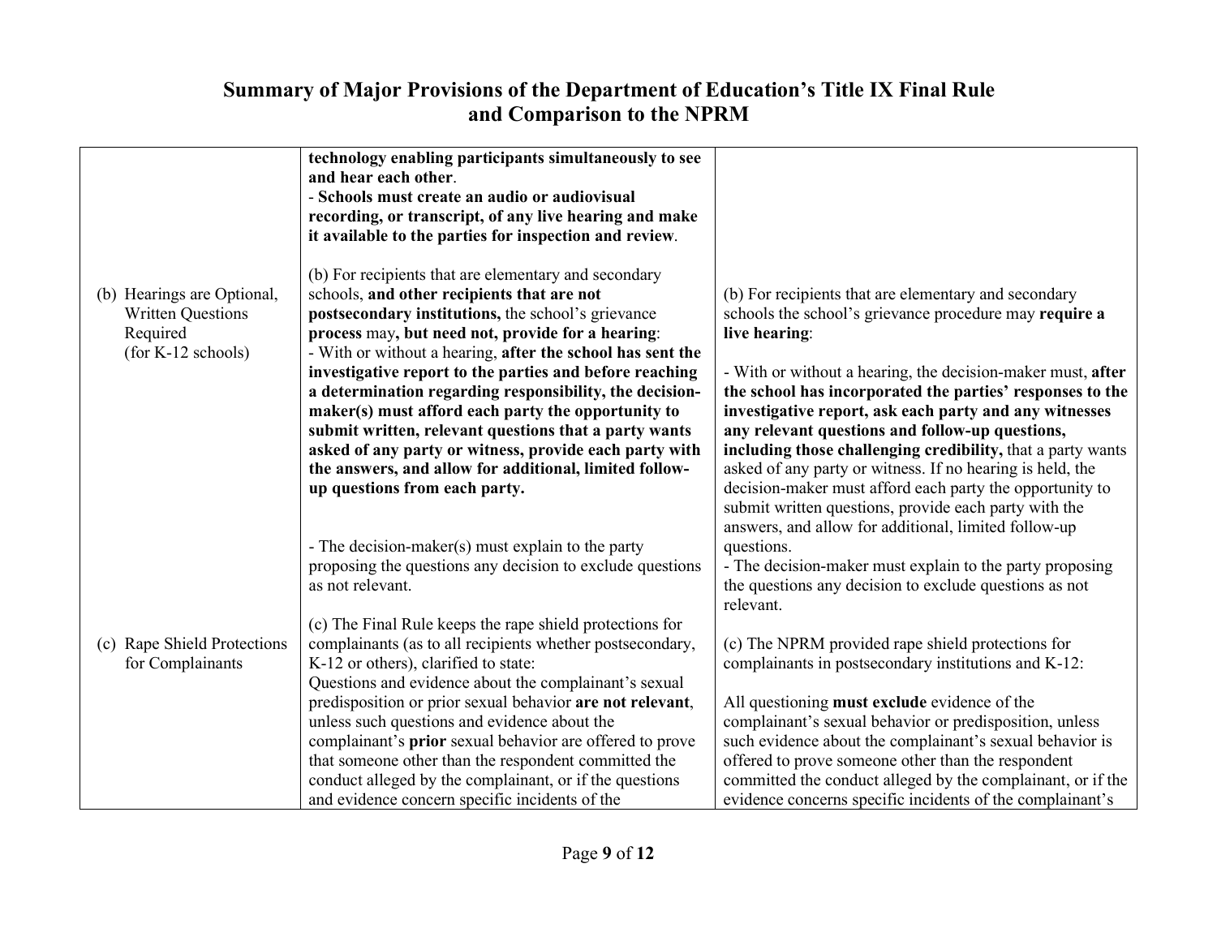# Summary of Major Provisions of the Department of Education's Title IX Final Rule and Comparison to the NPRM

| | | |
|---|---|---|
| | **technology enabling participants simultaneously to see and hear each other**.<br>- **Schools must create an audio or audiovisual recording, or transcript, of any live hearing and make it available to the parties for inspection and review**. | |
| (b) Hearings are Optional, Written Questions Required (for K-12 schools) | (b) For recipients that are elementary and secondary schools, **and other recipients that are not postsecondary institutions,** the school's grievance **process** may**, but need not, provide for a hearing**:<br>- With or without a hearing, **after the school has sent the investigative report to the parties and before reaching a determination regarding responsibility, the decision-maker(s) must afford each party the opportunity to submit written, relevant questions that a party wants asked of any party or witness, provide each party with the answers, and allow for additional, limited follow-up questions from each party.**<br><br>- The decision-maker(s) must explain to the party proposing the questions any decision to exclude questions as not relevant. | (b) For recipients that are elementary and secondary schools the school's grievance procedure may **require a live hearing**:<br><br>- With or without a hearing, the decision-maker must, **after the school has incorporated the parties' responses to the investigative report, ask each party and any witnesses any relevant questions and follow-up questions, including those challenging credibility,** that a party wants asked of any party or witness. If no hearing is held, the decision-maker must afford each party the opportunity to submit written questions, provide each party with the answers, and allow for additional, limited follow-up questions.<br>- The decision-maker must explain to the party proposing the questions any decision to exclude questions as not relevant. |
| (c) Rape Shield Protections for Complainants | (c) The Final Rule keeps the rape shield protections for complainants (as to all recipients whether postsecondary, K-12 or others), clarified to state:<br>Questions and evidence about the complainant's sexual predisposition or prior sexual behavior **are not relevant**, unless such questions and evidence about the complainant's **prior** sexual behavior are offered to prove that someone other than the respondent committed the conduct alleged by the complainant, or if the questions and evidence concern specific incidents of the | (c) The NPRM provided rape shield protections for complainants in postsecondary institutions and K-12:<br><br>All questioning **must exclude** evidence of the complainant's sexual behavior or predisposition, unless such evidence about the complainant's sexual behavior is offered to prove someone other than the respondent committed the conduct alleged by the complainant, or if the evidence concerns specific incidents of the complainant's |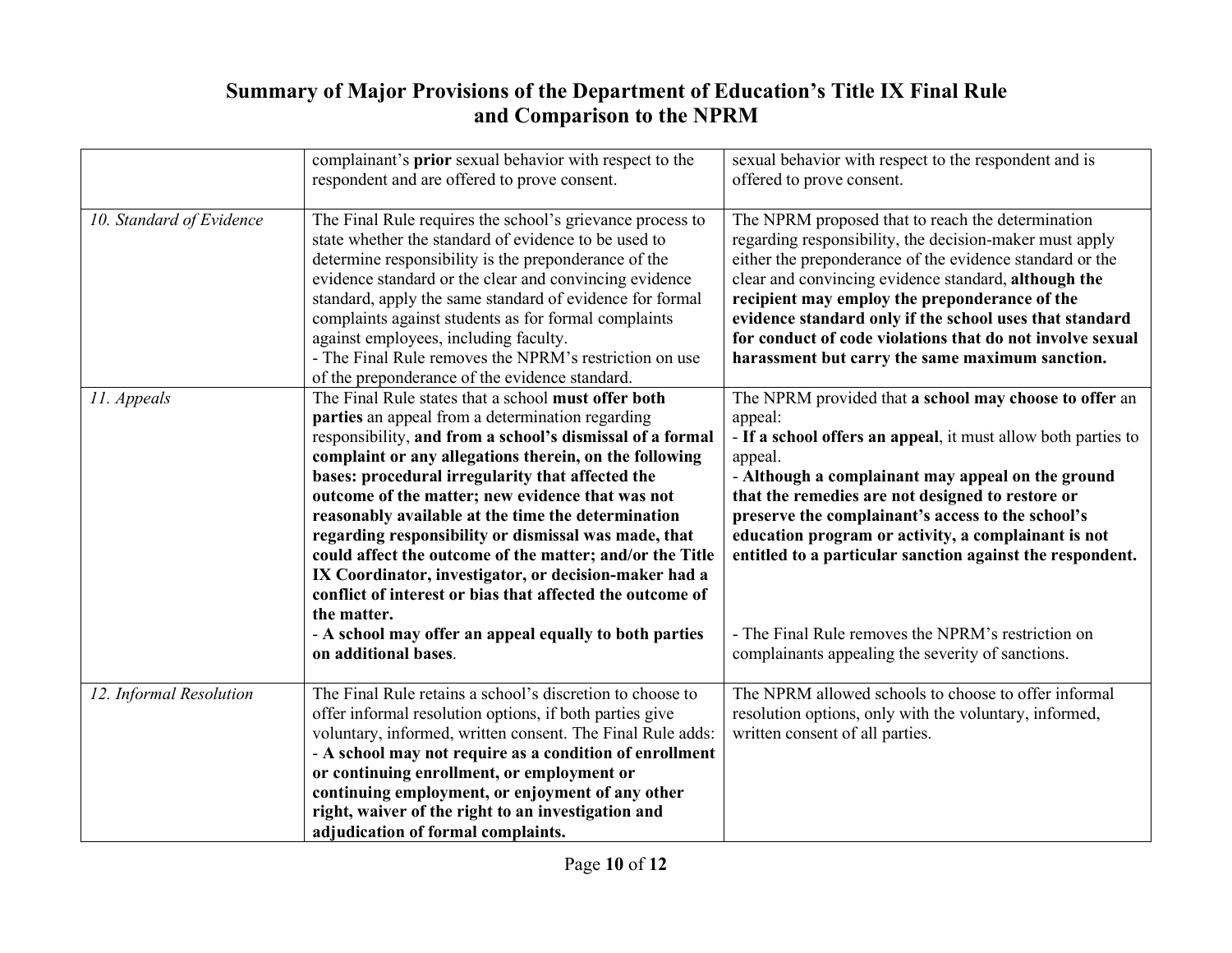| | | |
|---|---|---|
| | complainant's **prior** sexual behavior with respect to the respondent and are offered to prove consent. | sexual behavior with respect to the respondent and is offered to prove consent. |
| *10. Standard of Evidence* | The Final Rule requires the school's grievance process to state whether the standard of evidence to be used to determine responsibility is the preponderance of the evidence standard or the clear and convincing evidence standard, apply the same standard of evidence for formal complaints against students as for formal complaints against employees, including faculty.<br>- The Final Rule removes the NPRM's restriction on use of the preponderance of the evidence standard. | The NPRM proposed that to reach the determination regarding responsibility, the decision-maker must apply either the preponderance of the evidence standard or the clear and convincing evidence standard, **although the recipient may employ the preponderance of the evidence standard only if the school uses that standard for conduct of code violations that do not involve sexual harassment but carry the same maximum sanction.** |
| *11. Appeals* | The Final Rule states that a school **must offer both parties** an appeal from a determination regarding responsibility, **and from a school's dismissal of a formal complaint or any allegations therein, on the following bases: procedural irregularity that affected the outcome of the matter; new evidence that was not reasonably available at the time the determination regarding responsibility or dismissal was made, that could affect the outcome of the matter; and/or the Title IX Coordinator, investigator, or decision-maker had a conflict of interest or bias that affected the outcome of the matter.**<br>- **A school may offer an appeal equally to both parties on additional bases**. | The NPRM provided that **a school may choose to offer** an appeal:<br>- **If a school offers an appeal**, it must allow both parties to appeal.<br>- **Although a complainant may appeal on the ground that the remedies are not designed to restore or preserve the complainant's access to the school's education program or activity, a complainant is not entitled to a particular sanction against the respondent.**<br><br>- The Final Rule removes the NPRM's restriction on complainants appealing the severity of sanctions. |
| *12. Informal Resolution* | The Final Rule retains a school's discretion to choose to offer informal resolution options, if both parties give voluntary, informed, written consent. The Final Rule adds:<br>- **A school may not require as a condition of enrollment or continuing enrollment, or employment or continuing employment, or enjoyment of any other right, waiver of the right to an investigation and adjudication of formal complaints.** | The NPRM allowed schools to choose to offer informal resolution options, only with the voluntary, informed, written consent of all parties. |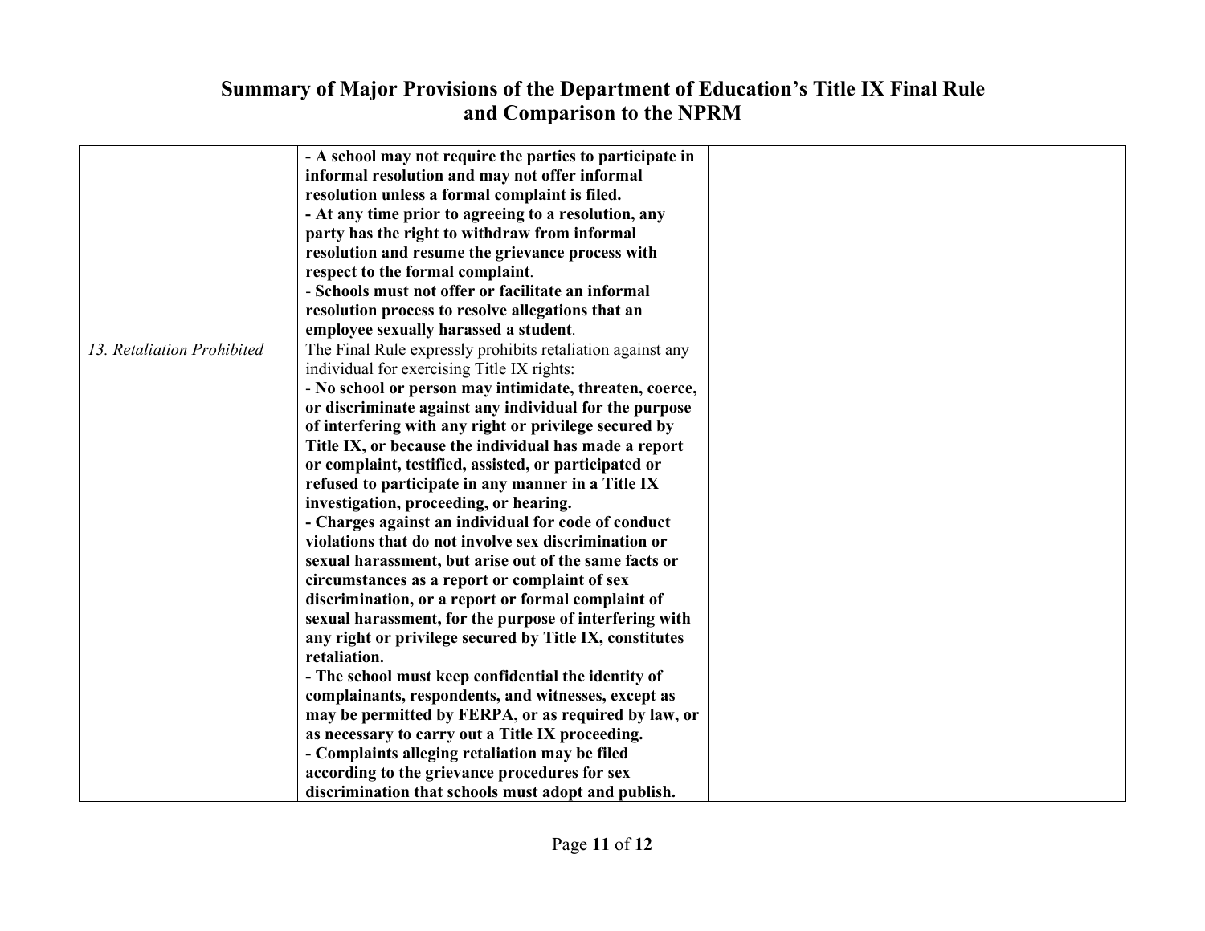| | | |
|---|---|---|
| | **- A school may not require the parties to participate in informal resolution and may not offer informal resolution unless a formal complaint is filed.**<br>**- At any time prior to agreeing to a resolution, any party has the right to withdraw from informal resolution and resume the grievance process with respect to the formal complaint**.<br>- **Schools must not offer or facilitate an informal resolution process to resolve allegations that an employee sexually harassed a student**. | |
| *13. Retaliation Prohibited* | The Final Rule expressly prohibits retaliation against any individual for exercising Title IX rights:<br>- **No school or person may intimidate, threaten, coerce, or discriminate against any individual for the purpose of interfering with any right or privilege secured by Title IX, or because the individual has made a report or complaint, testified, assisted, or participated or refused to participate in any manner in a Title IX investigation, proceeding, or hearing.**<br>**- Charges against an individual for code of conduct violations that do not involve sex discrimination or sexual harassment, but arise out of the same facts or circumstances as a report or complaint of sex discrimination, or a report or formal complaint of sexual harassment, for the purpose of interfering with any right or privilege secured by Title IX, constitutes retaliation.**<br>**- The school must keep confidential the identity of complainants, respondents, and witnesses, except as may be permitted by FERPA, or as required by law, or as necessary to carry out a Title IX proceeding.**<br>**- Complaints alleging retaliation may be filed according to the grievance procedures for sex discrimination that schools must adopt and publish.** | |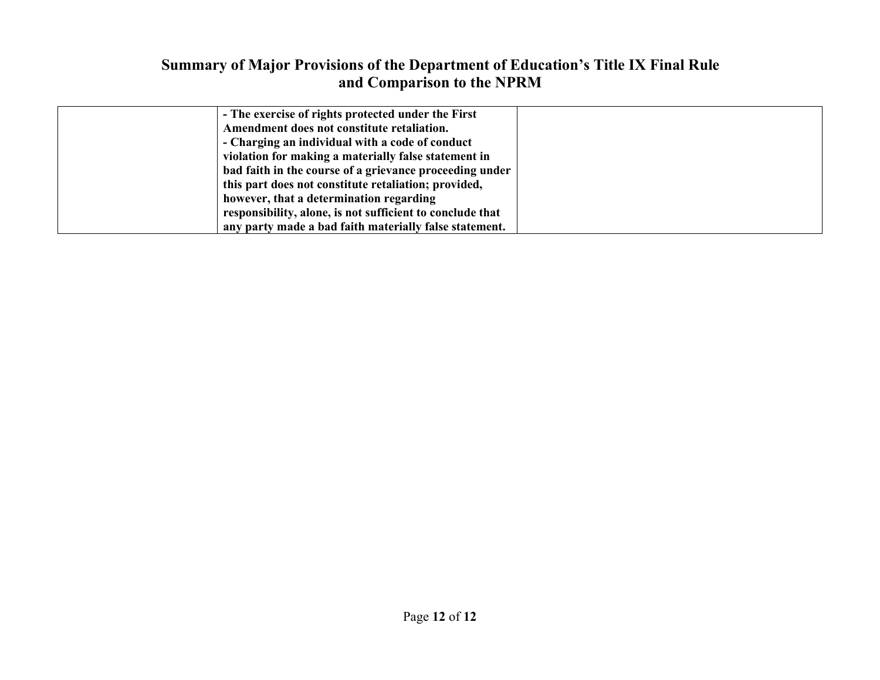| | | |
|---|---|---|
| | **- The exercise of rights protected under the First Amendment does not constitute retaliation.** <br> **- Charging an individual with a code of conduct violation for making a materially false statement in bad faith in the course of a grievance proceeding under this part does not constitute retaliation; provided, however, that a determination regarding responsibility, alone, is not sufficient to conclude that any party made a bad faith materially false statement.** | |